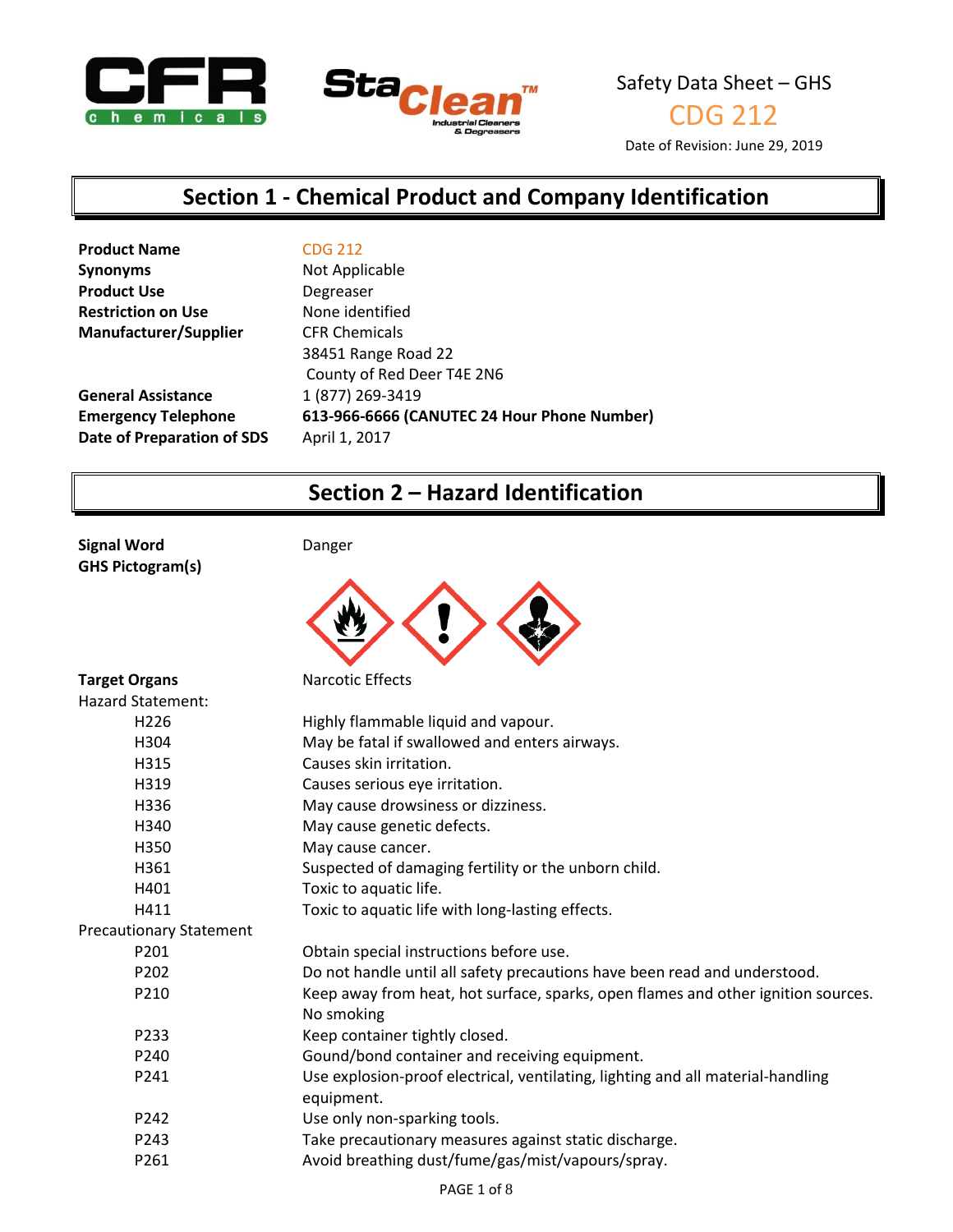Safety Data Sheet – GHS

CDG 212

Date of Revision: June 29, 2019

# Section 1 - Chemical Product and Company Identification

| | |
|---|---|
| **Product Name** | CDG 212 |
| **Synonyms** | Not Applicable |
| **Product Use** | Degreaser |
| **Restriction on Use** | None identified |
| **Manufacturer/Supplier** | CFR Chemicals<br>38451 Range Road 22<br>County of Red Deer T4E 2N6 |
| **General Assistance** | 1 (877) 269-3419 |
| **Emergency Telephone** | **613-966-6666 (CANUTEC 24 Hour Phone Number)** |
| **Date of Preparation of SDS** | April 1, 2017 |

# Section 2 – Hazard Identification

**Signal Word** Danger

**GHS Pictogram(s)**

**Target Organs** Narcotic Effects

Hazard Statement:

| | |
|---|---|
| H226 | Highly flammable liquid and vapour. |
| H304 | May be fatal if swallowed and enters airways. |
| H315 | Causes skin irritation. |
| H319 | Causes serious eye irritation. |
| H336 | May cause drowsiness or dizziness. |
| H340 | May cause genetic defects. |
| H350 | May cause cancer. |
| H361 | Suspected of damaging fertility or the unborn child. |
| H401 | Toxic to aquatic life. |
| H411 | Toxic to aquatic life with long-lasting effects. |

Precautionary Statement

| | |
|---|---|
| P201 | Obtain special instructions before use. |
| P202 | Do not handle until all safety precautions have been read and understood. |
| P210 | Keep away from heat, hot surface, sparks, open flames and other ignition sources. No smoking |
| P233 | Keep container tightly closed. |
| P240 | Gound/bond container and receiving equipment. |
| P241 | Use explosion-proof electrical, ventilating, lighting and all material-handling equipment. |
| P242 | Use only non-sparking tools. |
| P243 | Take precautionary measures against static discharge. |
| P261 | Avoid breathing dust/fume/gas/mist/vapours/spray. |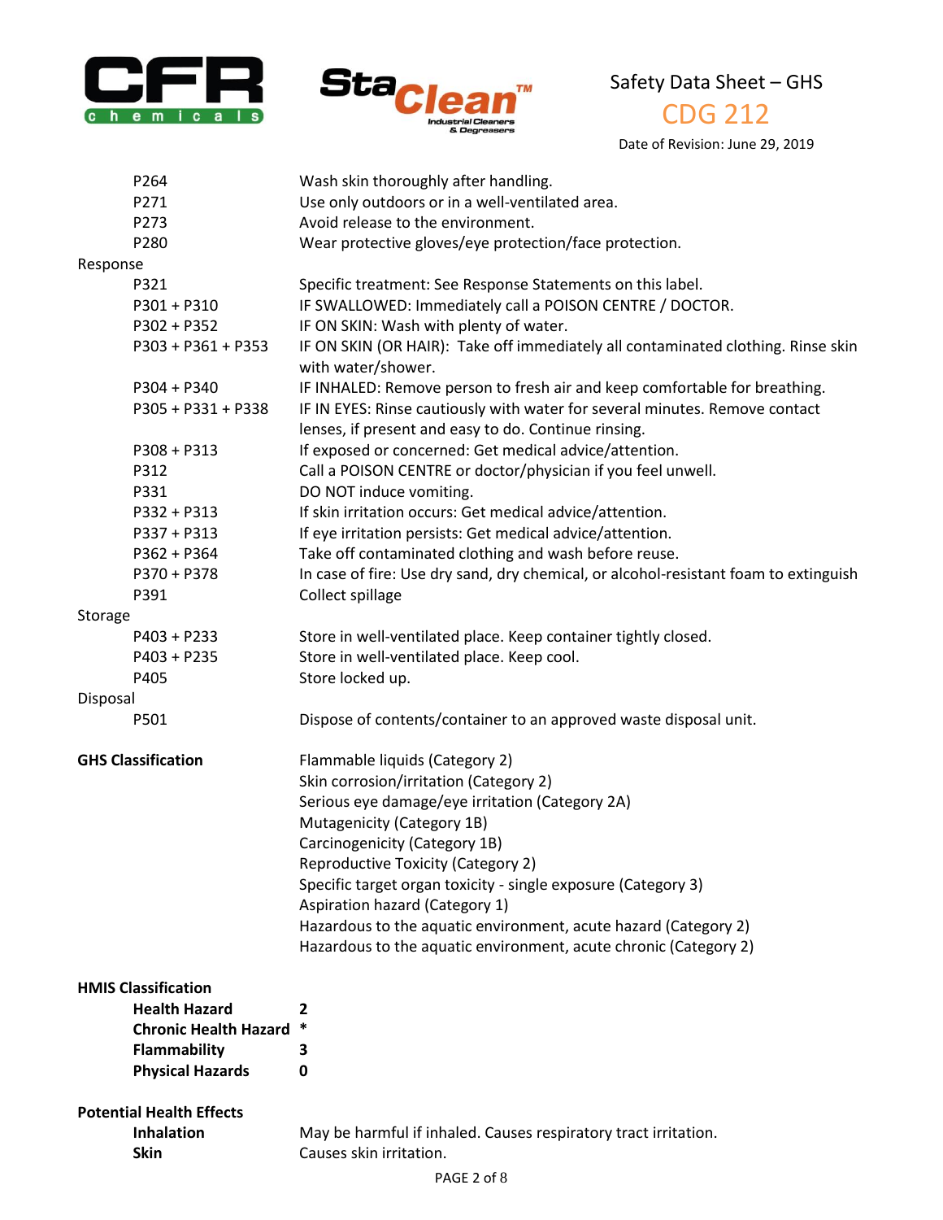| | |
|---|---|
| P264 | Wash skin thoroughly after handling. |
| P271 | Use only outdoors or in a well-ventilated area. |
| P273 | Avoid release to the environment. |
| P280 | Wear protective gloves/eye protection/face protection. |
| **Response** | |
| P321 | Specific treatment: See Response Statements on this label. |
| P301 + P310 | IF SWALLOWED: Immediately call a POISON CENTRE / DOCTOR. |
| P302 + P352 | IF ON SKIN: Wash with plenty of water. |
| P303 + P361 + P353 | IF ON SKIN (OR HAIR): Take off immediately all contaminated clothing. Rinse skin with water/shower. |
| P304 + P340 | IF INHALED: Remove person to fresh air and keep comfortable for breathing. |
| P305 + P331 + P338 | IF IN EYES: Rinse cautiously with water for several minutes. Remove contact lenses, if present and easy to do. Continue rinsing. |
| P308 + P313 | If exposed or concerned: Get medical advice/attention. |
| P312 | Call a POISON CENTRE or doctor/physician if you feel unwell. |
| P331 | DO NOT induce vomiting. |
| P332 + P313 | If skin irritation occurs: Get medical advice/attention. |
| P337 + P313 | If eye irritation persists: Get medical advice/attention. |
| P362 + P364 | Take off contaminated clothing and wash before reuse. |
| P370 + P378 | In case of fire: Use dry sand, dry chemical, or alcohol-resistant foam to extinguish |
| P391 | Collect spillage |
| **Storage** | |
| P403 + P233 | Store in well-ventilated place. Keep container tightly closed. |
| P403 + P235 | Store in well-ventilated place. Keep cool. |
| P405 | Store locked up. |
| **Disposal** | |
| P501 | Dispose of contents/container to an approved waste disposal unit. |

**GHS Classification**

- Flammable liquids (Category 2)
- Skin corrosion/irritation (Category 2)
- Serious eye damage/eye irritation (Category 2A)
- Mutagenicity (Category 1B)
- Carcinogenicity (Category 1B)
- Reproductive Toxicity (Category 2)
- Specific target organ toxicity - single exposure (Category 3)
- Aspiration hazard (Category 1)
- Hazardous to the aquatic environment, acute hazard (Category 2)
- Hazardous to the aquatic environment, acute chronic (Category 2)

**HMIS Classification**

| | |
|---|---|
| **Health Hazard** | **2** |
| **Chronic Health Hazard** | **\*** |
| **Flammability** | **3** |
| **Physical Hazards** | **0** |

**Potential Health Effects**

| | |
|---|---|
| **Inhalation** | May be harmful if inhaled. Causes respiratory tract irritation. |
| **Skin** | Causes skin irritation. |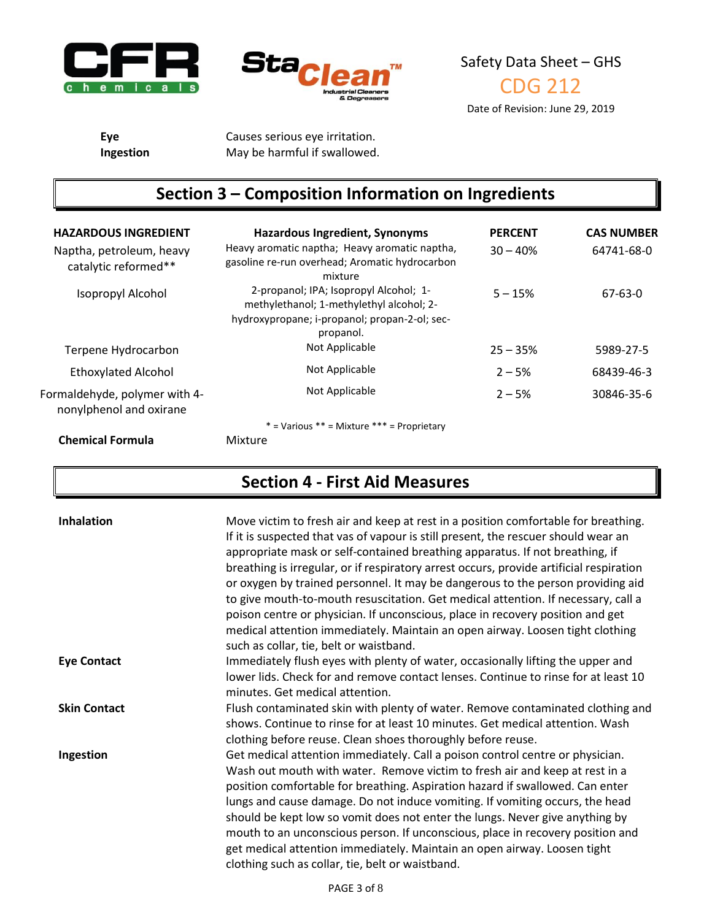| | |
|---|---|
| **Eye** | Causes serious eye irritation. |
| **Ingestion** | May be harmful if swallowed. |

## Section 3 – Composition Information on Ingredients

| HAZARDOUS INGREDIENT | Hazardous Ingredient, Synonyms | PERCENT | CAS NUMBER |
|---|---|---|---|
| Naptha, petroleum, heavy catalytic reformed** | Heavy aromatic naptha; Heavy aromatic naptha, gasoline re-run overhead; Aromatic hydrocarbon mixture | 30 – 40% | 64741-68-0 |
| Isopropyl Alcohol | 2-propanol; IPA; Isopropyl Alcohol; 1-methylethanol; 1-methylethyl alcohol; 2-hydroxypropane; i-propanol; propan-2-ol; sec-propanol. | 5 – 15% | 67-63-0 |
| Terpene Hydrocarbon | Not Applicable | 25 – 35% | 5989-27-5 |
| Ethoxylated Alcohol | Not Applicable | 2 – 5% | 68439-46-3 |
| Formaldehyde, polymer with 4-nonylphenol and oxirane | Not Applicable | 2 – 5% | 30846-35-6 |

* = Various ** = Mixture *** = Proprietary

**Chemical Formula** Mixture

## Section 4 - First Aid Measures

**Inhalation**

Move victim to fresh air and keep at rest in a position comfortable for breathing. If it is suspected that vas of vapour is still present, the rescuer should wear an appropriate mask or self-contained breathing apparatus. If not breathing, if breathing is irregular, or if respiratory arrest occurs, provide artificial respiration or oxygen by trained personnel. It may be dangerous to the person providing aid to give mouth-to-mouth resuscitation. Get medical attention. If necessary, call a poison centre or physician. If unconscious, place in recovery position and get medical attention immediately. Maintain an open airway. Loosen tight clothing such as collar, tie, belt or waistband.

**Eye Contact**

Immediately flush eyes with plenty of water, occasionally lifting the upper and lower lids. Check for and remove contact lenses. Continue to rinse for at least 10 minutes. Get medical attention.

**Skin Contact**

Flush contaminated skin with plenty of water. Remove contaminated clothing and shows. Continue to rinse for at least 10 minutes. Get medical attention. Wash clothing before reuse. Clean shoes thoroughly before reuse.

**Ingestion**

Get medical attention immediately. Call a poison control centre or physician. Wash out mouth with water. Remove victim to fresh air and keep at rest in a position comfortable for breathing. Aspiration hazard if swallowed. Can enter lungs and cause damage. Do not induce vomiting. If vomiting occurs, the head should be kept low so vomit does not enter the lungs. Never give anything by mouth to an unconscious person. If unconscious, place in recovery position and get medical attention immediately. Maintain an open airway. Loosen tight clothing such as collar, tie, belt or waistband.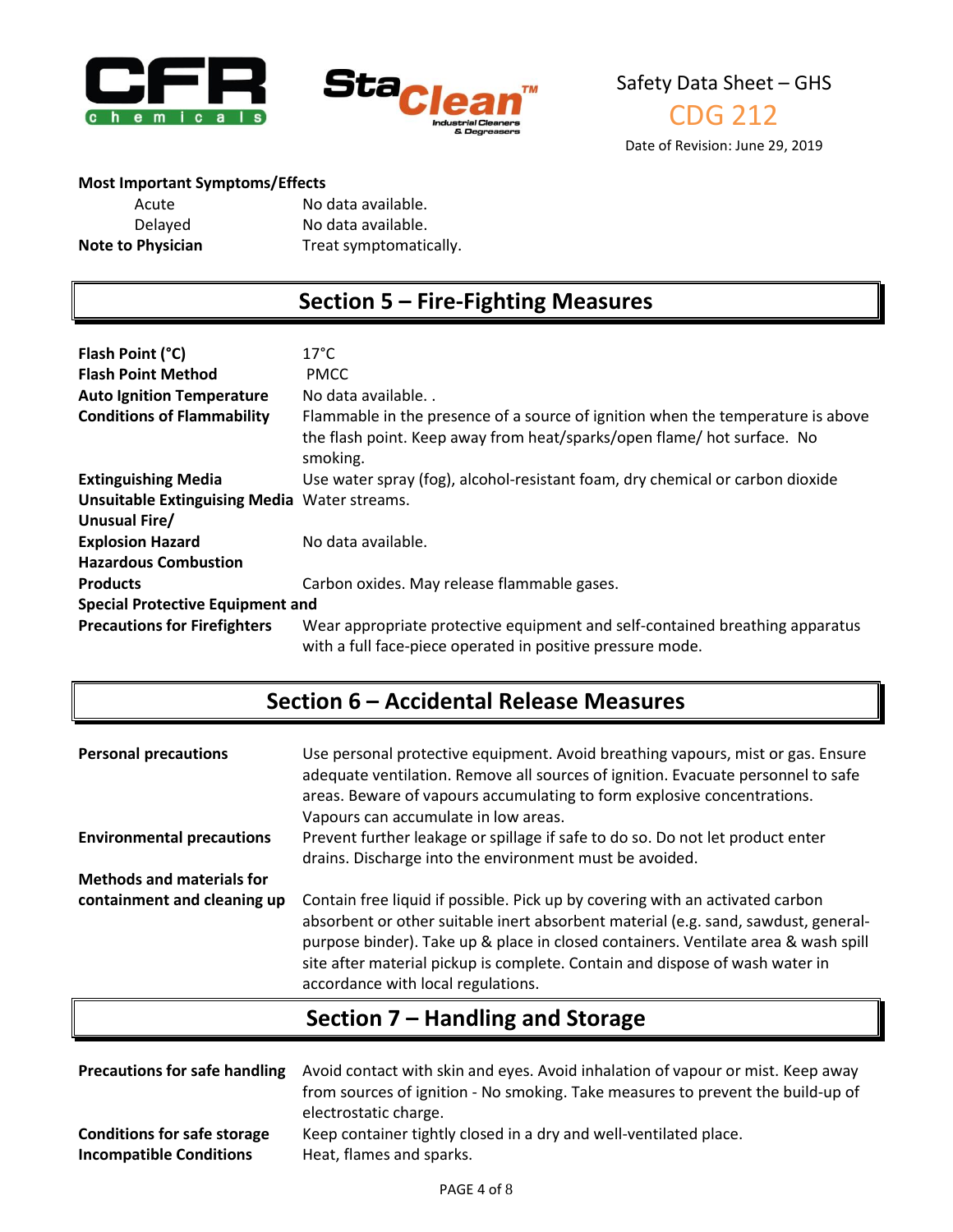**Most Important Symptoms/Effects**

| | |
|---|---|
| Acute | No data available. |
| Delayed | No data available. |
| **Note to Physician** | Treat symptomatically. |

## Section 5 – Fire-Fighting Measures

| | |
|---|---|
| **Flash Point (°C)** | 17°C |
| **Flash Point Method** | PMCC |
| **Auto Ignition Temperature** | No data available. . |
| **Conditions of Flammability** | Flammable in the presence of a source of ignition when the temperature is above the flash point. Keep away from heat/sparks/open flame/ hot surface. No smoking. |
| **Extinguishing Media** | Use water spray (fog), alcohol-resistant foam, dry chemical or carbon dioxide |
| **Unsuitable Extinguising Media** | Water streams. |
| **Unusual Fire/ Explosion Hazard** | No data available. |
| **Hazardous Combustion Products** | Carbon oxides. May release flammable gases. |
| **Special Protective Equipment and Precautions for Firefighters** | Wear appropriate protective equipment and self-contained breathing apparatus with a full face-piece operated in positive pressure mode. |

## Section 6 – Accidental Release Measures

| | |
|---|---|
| **Personal precautions** | Use personal protective equipment. Avoid breathing vapours, mist or gas. Ensure adequate ventilation. Remove all sources of ignition. Evacuate personnel to safe areas. Beware of vapours accumulating to form explosive concentrations. Vapours can accumulate in low areas. |
| **Environmental precautions** | Prevent further leakage or spillage if safe to do so. Do not let product enter drains. Discharge into the environment must be avoided. |
| **Methods and materials for containment and cleaning up** | Contain free liquid if possible. Pick up by covering with an activated carbon absorbent or other suitable inert absorbent material (e.g. sand, sawdust, general-purpose binder). Take up & place in closed containers. Ventilate area & wash spill site after material pickup is complete. Contain and dispose of wash water in accordance with local regulations. |

## Section 7 – Handling and Storage

| | |
|---|---|
| **Precautions for safe handling** | Avoid contact with skin and eyes. Avoid inhalation of vapour or mist. Keep away from sources of ignition - No smoking. Take measures to prevent the build-up of electrostatic charge. |
| **Conditions for safe storage** | Keep container tightly closed in a dry and well-ventilated place. |
| **Incompatible Conditions** | Heat, flames and sparks. |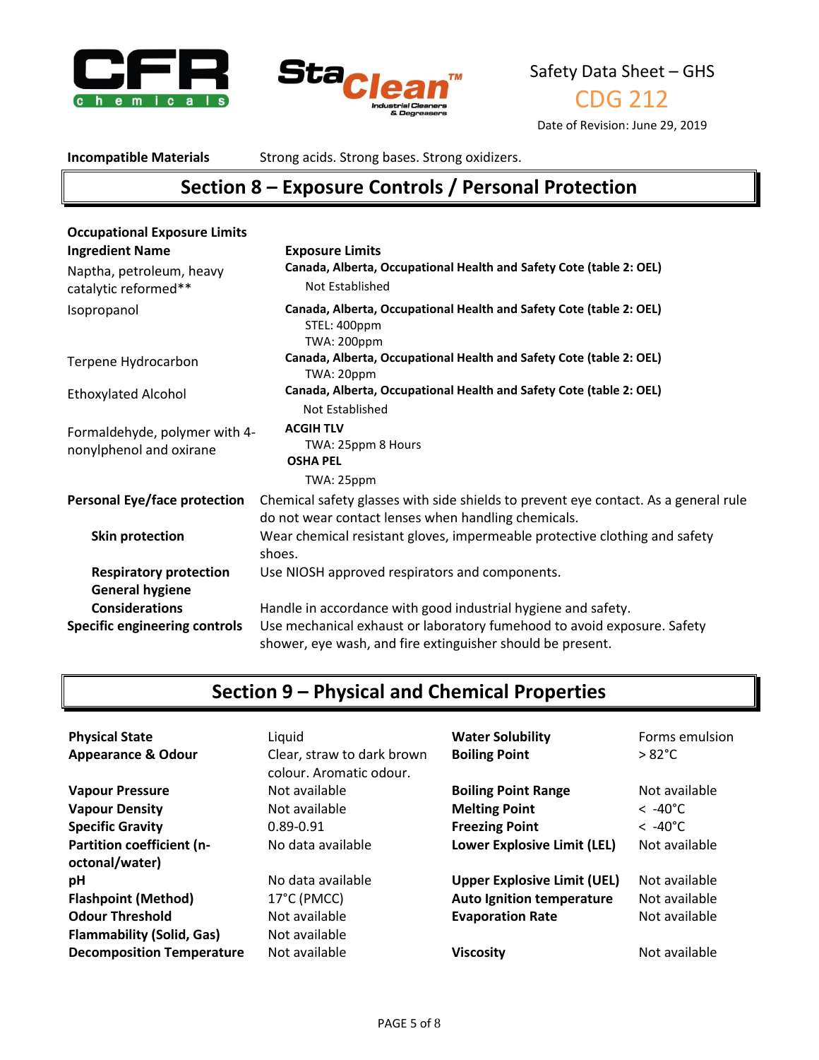**Incompatible Materials** Strong acids. Strong bases. Strong oxidizers.

## Section 8 – Exposure Controls / Personal Protection

**Occupational Exposure Limits**

| **Ingredient Name** | **Exposure Limits** |
|---|---|
| Naptha, petroleum, heavy catalytic reformed** | **Canada, Alberta, Occupational Health and Safety Cote (table 2: OEL)**<br>Not Established |
| Isopropanol | **Canada, Alberta, Occupational Health and Safety Cote (table 2: OEL)**<br>STEL: 400ppm<br>TWA: 200ppm |
| Terpene Hydrocarbon | **Canada, Alberta, Occupational Health and Safety Cote (table 2: OEL)**<br>TWA: 20ppm |
| Ethoxylated Alcohol | **Canada, Alberta, Occupational Health and Safety Cote (table 2: OEL)**<br>Not Established |
| Formaldehyde, polymer with 4-nonylphenol and oxirane | **ACGIH TLV**<br>TWA: 25ppm 8 Hours<br>**OSHA PEL**<br>TWA: 25ppm |

**Personal Eye/face protection** Chemical safety glasses with side shields to prevent eye contact. As a general rule do not wear contact lenses when handling chemicals.

**Skin protection** Wear chemical resistant gloves, impermeable protective clothing and safety shoes.

**Respiratory protection** Use NIOSH approved respirators and components.

**General hygiene Considerations** Handle in accordance with good industrial hygiene and safety.

**Specific engineering controls** Use mechanical exhaust or laboratory fumehood to avoid exposure. Safety shower, eye wash, and fire extinguisher should be present.

## Section 9 – Physical and Chemical Properties

| | | | |
|---|---|---|---|
| **Physical State** | Liquid | **Water Solubility** | Forms emulsion |
| **Appearance & Odour** | Clear, straw to dark brown colour. Aromatic odour. | **Boiling Point** | > 82°C |
| **Vapour Pressure** | Not available | **Boiling Point Range** | Not available |
| **Vapour Density** | Not available | **Melting Point** | < -40°C |
| **Specific Gravity** | 0.89-0.91 | **Freezing Point** | < -40°C |
| **Partition coefficient (n-octonal/water)** | No data available | **Lower Explosive Limit (LEL)** | Not available |
| **pH** | No data available | **Upper Explosive Limit (UEL)** | Not available |
| **Flashpoint (Method)** | 17°C (PMCC) | **Auto Ignition temperature** | Not available |
| **Odour Threshold** | Not available | **Evaporation Rate** | Not available |
| **Flammability (Solid, Gas)** | Not available | | |
| **Decomposition Temperature** | Not available | **Viscosity** | Not available |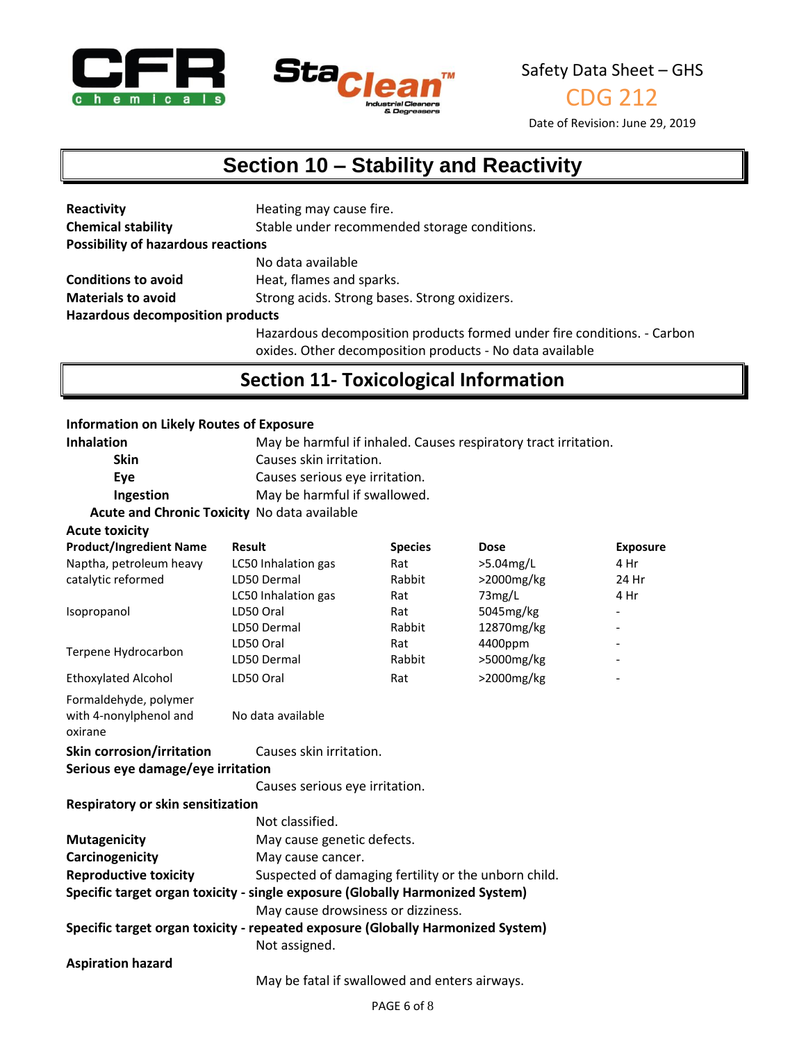## Section 10 – Stability and Reactivity

**Reactivity** Heating may cause fire.

**Chemical stability** Stable under recommended storage conditions.

**Possibility of hazardous reactions**

No data available

**Conditions to avoid** Heat, flames and sparks.

**Materials to avoid** Strong acids. Strong bases. Strong oxidizers.

**Hazardous decomposition products**

Hazardous decomposition products formed under fire conditions. - Carbon oxides. Other decomposition products - No data available

## Section 11- Toxicological Information

**Information on Likely Routes of Exposure**

**Inhalation** May be harmful if inhaled. Causes respiratory tract irritation.

**Skin** Causes skin irritation.

**Eye** Causes serious eye irritation.

**Ingestion** May be harmful if swallowed.

**Acute and Chronic Toxicity** No data available

**Acute toxicity**

| Product/Ingredient Name | Result | Species | Dose | Exposure |
|---|---|---|---|---|
| Naptha, petroleum heavy catalytic reformed | LC50 Inhalation gas | Rat | >5.04mg/L | 4 Hr |
| | LD50 Dermal | Rabbit | >2000mg/kg | 24 Hr |
| | LC50 Inhalation gas | Rat | 73mg/L | 4 Hr |
| Isopropanol | LD50 Oral | Rat | 5045mg/kg | - |
| | LD50 Dermal | Rabbit | 12870mg/kg | - |
| Terpene Hydrocarbon | LD50 Oral | Rat | 4400ppm | - |
| | LD50 Dermal | Rabbit | >5000mg/kg | - |
| Ethoxylated Alcohol | LD50 Oral | Rat | >2000mg/kg | - |
| Formaldehyde, polymer with 4-nonylphenol and oxirane | No data available | | | |

**Skin corrosion/irritation** Causes skin irritation.

**Serious eye damage/eye irritation**

Causes serious eye irritation.

**Respiratory or skin sensitization**

Not classified.

**Mutagenicity** May cause genetic defects.

**Carcinogenicity** May cause cancer.

**Reproductive toxicity** Suspected of damaging fertility or the unborn child.

**Specific target organ toxicity - single exposure (Globally Harmonized System)**

May cause drowsiness or dizziness.

**Specific target organ toxicity - repeated exposure (Globally Harmonized System)**

Not assigned.

**Aspiration hazard**

May be fatal if swallowed and enters airways.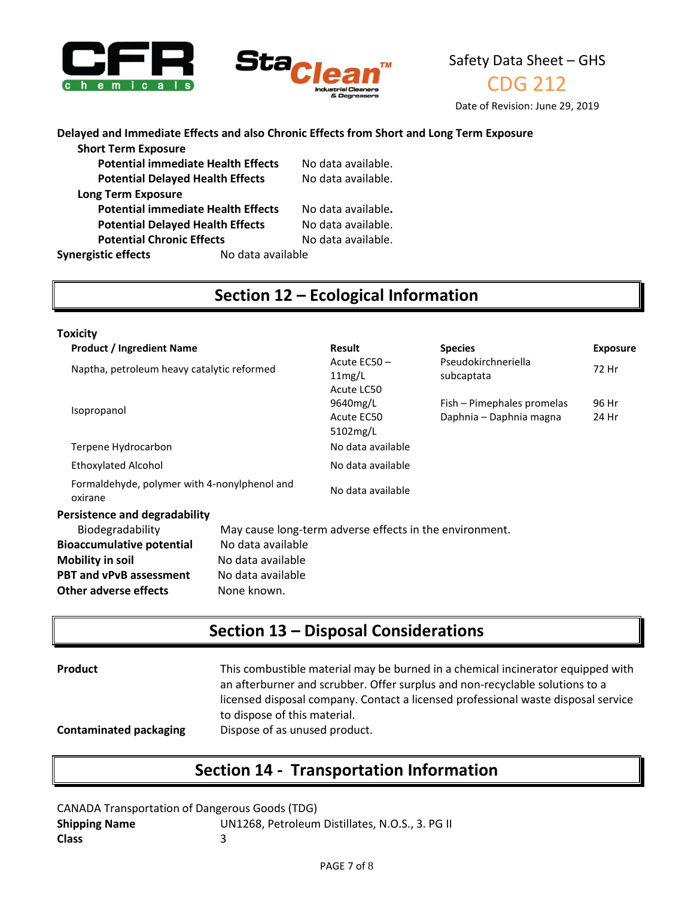**Delayed and Immediate Effects and also Chronic Effects from Short and Long Term Exposure**

**Short Term Exposure**

| | |
|---|---|
| **Potential immediate Health Effects** | No data available. |
| **Potential Delayed Health Effects** | No data available. |

**Long Term Exposure**

| | |
|---|---|
| **Potential immediate Health Effects** | No data available. |
| **Potential Delayed Health Effects** | No data available. |
| **Potential Chronic Effects** | No data available. |

**Synergistic effects** No data available

## Section 12 – Ecological Information

**Toxicity**

| Product / Ingredient Name | Result | Species | Exposure |
|---|---|---|---|
| Naptha, petroleum heavy catalytic reformed | Acute EC50 – 11mg/L | Pseudokirchneriella subcaptata | 72 Hr |
| Isopropanol | Acute LC50 9640mg/L | Fish – Pimephales promelas | 96 Hr |
| | Acute EC50 5102mg/L | Daphnia – Daphnia magna | 24 Hr |
| Terpene Hydrocarbon | No data available | | |
| Ethoxylated Alcohol | No data available | | |
| Formaldehyde, polymer with 4-nonylphenol and oxirane | No data available | | |

**Persistence and degradability**

| | |
|---|---|
| Biodegradability | May cause long-term adverse effects in the environment. |
| **Bioaccumulative potential** | No data available |
| **Mobility in soil** | No data available |
| **PBT and vPvB assessment** | No data available |
| **Other adverse effects** | None known. |

## Section 13 – Disposal Considerations

**Product** This combustible material may be burned in a chemical incinerator equipped with an afterburner and scrubber. Offer surplus and non-recyclable solutions to a licensed disposal company. Contact a licensed professional waste disposal service to dispose of this material.

**Contaminated packaging** Dispose of as unused product.

## Section 14 - Transportation Information

CANADA Transportation of Dangerous Goods (TDG)

| | |
|---|---|
| **Shipping Name** | UN1268, Petroleum Distillates, N.O.S., 3. PG II |
| **Class** | 3 |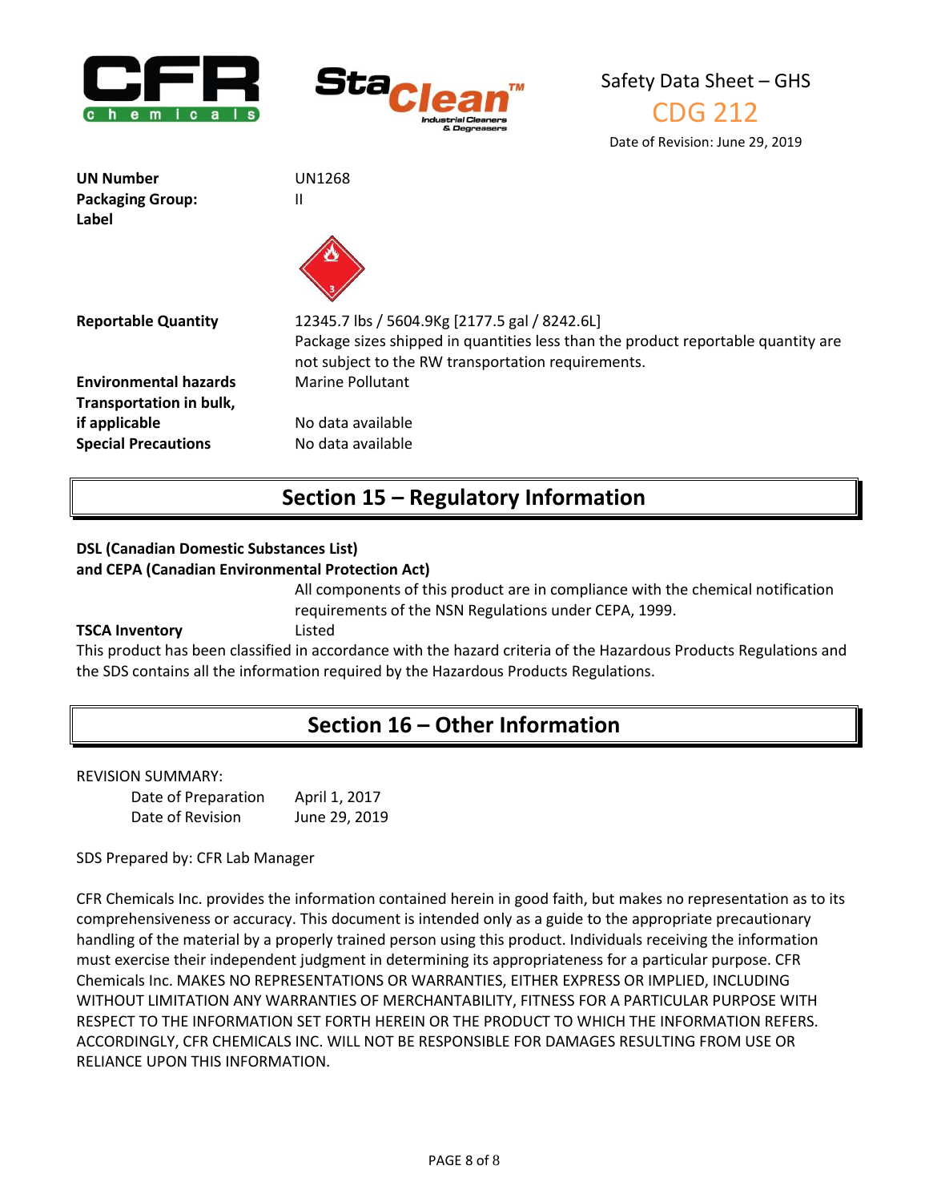| | |
|---|---|
| **UN Number** | UN1268 |
| **Packaging Group:** | II |
| **Label** | |
| **Reportable Quantity** | 12345.7 lbs / 5604.9Kg [2177.5 gal / 8242.6L] Package sizes shipped in quantities less than the product reportable quantity are not subject to the RW transportation requirements. |
| **Environmental hazards** | Marine Pollutant |
| **Transportation in bulk, if applicable** | No data available |
| **Special Precautions** | No data available |

## Section 15 – Regulatory Information

**DSL (Canadian Domestic Substances List) and CEPA (Canadian Environmental Protection Act)**

All components of this product are in compliance with the chemical notification requirements of the NSN Regulations under CEPA, 1999.

**TSCA Inventory** Listed

This product has been classified in accordance with the hazard criteria of the Hazardous Products Regulations and the SDS contains all the information required by the Hazardous Products Regulations.

## Section 16 – Other Information

REVISION SUMMARY:

| | |
|---|---|
| Date of Preparation | April 1, 2017 |
| Date of Revision | June 29, 2019 |

SDS Prepared by: CFR Lab Manager

CFR Chemicals Inc. provides the information contained herein in good faith, but makes no representation as to its comprehensiveness or accuracy. This document is intended only as a guide to the appropriate precautionary handling of the material by a properly trained person using this product. Individuals receiving the information must exercise their independent judgment in determining its appropriateness for a particular purpose. CFR Chemicals Inc. MAKES NO REPRESENTATIONS OR WARRANTIES, EITHER EXPRESS OR IMPLIED, INCLUDING WITHOUT LIMITATION ANY WARRANTIES OF MERCHANTABILITY, FITNESS FOR A PARTICULAR PURPOSE WITH RESPECT TO THE INFORMATION SET FORTH HEREIN OR THE PRODUCT TO WHICH THE INFORMATION REFERS. ACCORDINGLY, CFR CHEMICALS INC. WILL NOT BE RESPONSIBLE FOR DAMAGES RESULTING FROM USE OR RELIANCE UPON THIS INFORMATION.